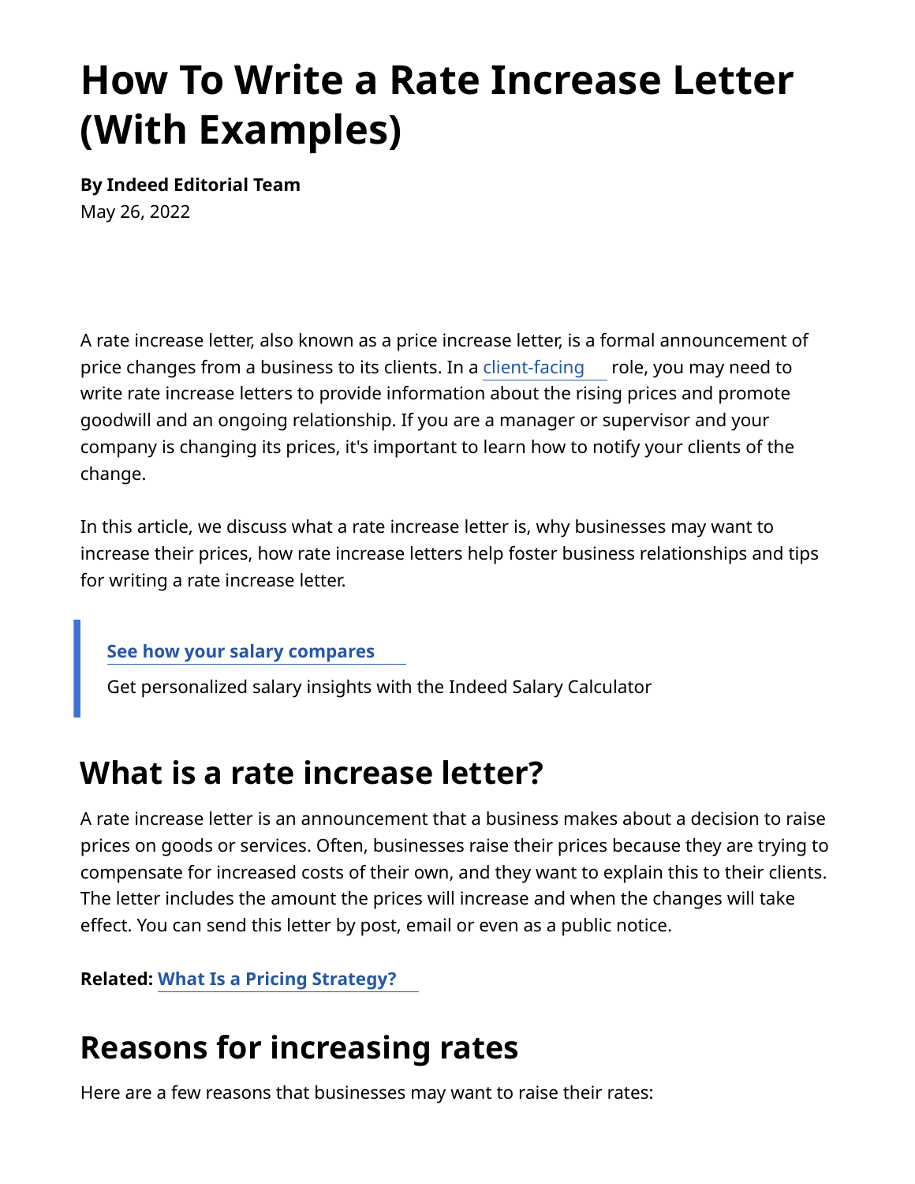# How To Write a Rate Increase Letter (With Examples)

**By Indeed Editorial Team**

May 26, 2022

A rate increase letter, also known as a price increase letter, is a formal announcement of price changes from a business to its clients. In a client-facing role, you may need to write rate increase letters to provide information about the rising prices and promote goodwill and an ongoing relationship. If you are a manager or supervisor and your company is changing its prices, it's important to learn how to notify your clients of the change.

In this article, we discuss what a rate increase letter is, why businesses may want to increase their prices, how rate increase letters help foster business relationships and tips for writing a rate increase letter.

> **See how your salary compares**
>
> Get personalized salary insights with the Indeed Salary Calculator

## What is a rate increase letter?

A rate increase letter is an announcement that a business makes about a decision to raise prices on goods or services. Often, businesses raise their prices because they are trying to compensate for increased costs of their own, and they want to explain this to their clients. The letter includes the amount the prices will increase and when the changes will take effect. You can send this letter by post, email or even as a public notice.

**Related: What Is a Pricing Strategy?**

## Reasons for increasing rates

Here are a few reasons that businesses may want to raise their rates: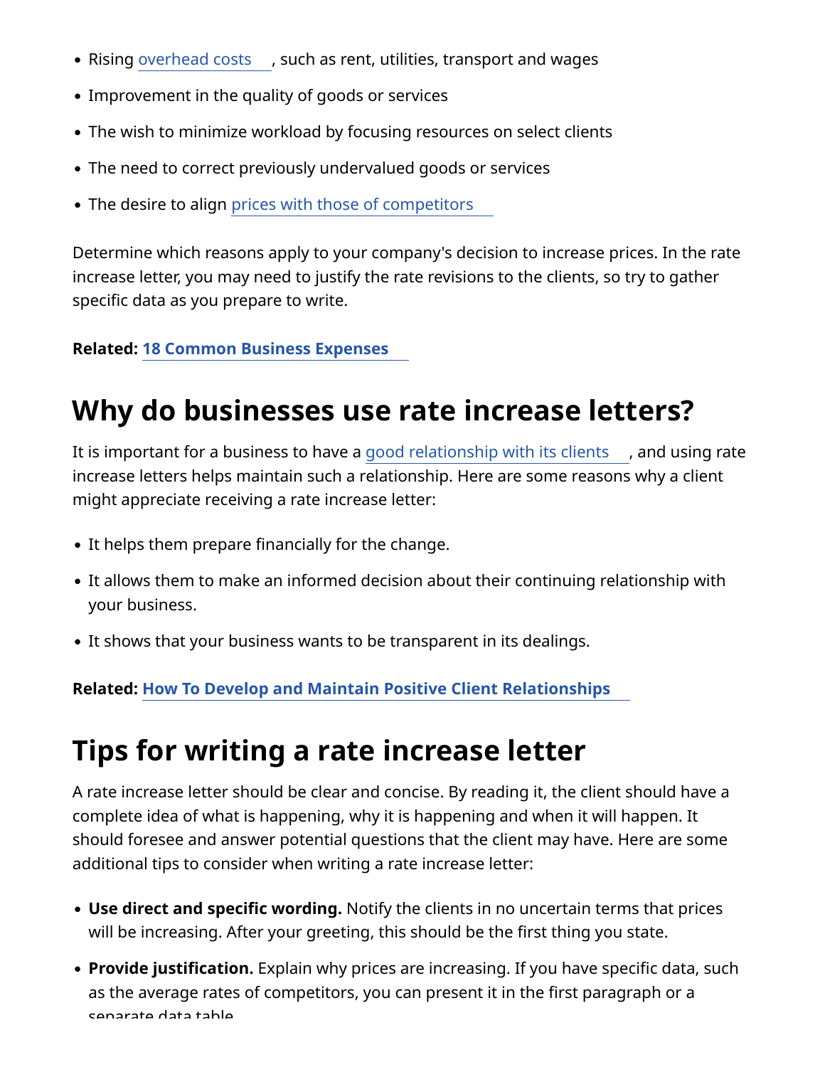- Rising overhead costs, such as rent, utilities, transport and wages
- Improvement in the quality of goods or services
- The wish to minimize workload by focusing resources on select clients
- The need to correct previously undervalued goods or services
- The desire to align prices with those of competitors

Determine which reasons apply to your company's decision to increase prices. In the rate increase letter, you may need to justify the rate revisions to the clients, so try to gather specific data as you prepare to write.

**Related: 18 Common Business Expenses**

## Why do businesses use rate increase letters?

It is important for a business to have a good relationship with its clients, and using rate increase letters helps maintain such a relationship. Here are some reasons why a client might appreciate receiving a rate increase letter:

- It helps them prepare financially for the change.
- It allows them to make an informed decision about their continuing relationship with your business.
- It shows that your business wants to be transparent in its dealings.

**Related: How To Develop and Maintain Positive Client Relationships**

## Tips for writing a rate increase letter

A rate increase letter should be clear and concise. By reading it, the client should have a complete idea of what is happening, why it is happening and when it will happen. It should foresee and answer potential questions that the client may have. Here are some additional tips to consider when writing a rate increase letter:

- **Use direct and specific wording.** Notify the clients in no uncertain terms that prices will be increasing. After your greeting, this should be the first thing you state.
- **Provide justification.** Explain why prices are increasing. If you have specific data, such as the average rates of competitors, you can present it in the first paragraph or a separate data table.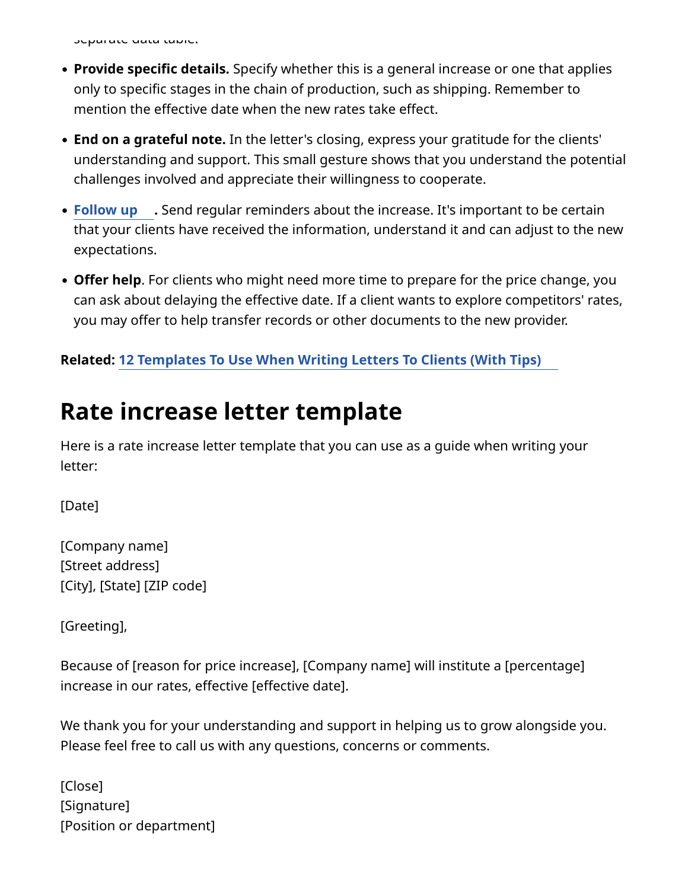separate data table.

- **Provide specific details.** Specify whether this is a general increase or one that applies only to specific stages in the chain of production, such as shipping. Remember to mention the effective date when the new rates take effect.
- **End on a grateful note.** In the letter's closing, express your gratitude for the clients' understanding and support. This small gesture shows that you understand the potential challenges involved and appreciate their willingness to cooperate.
- **Follow up.** Send regular reminders about the increase. It's important to be certain that your clients have received the information, understand it and can adjust to the new expectations.
- **Offer help**. For clients who might need more time to prepare for the price change, you can ask about delaying the effective date. If a client wants to explore competitors' rates, you may offer to help transfer records or other documents to the new provider.

**Related:** 12 Templates To Use When Writing Letters To Clients (With Tips)

## Rate increase letter template

Here is a rate increase letter template that you can use as a guide when writing your letter:

[Date]

[Company name]
[Street address]
[City], [State] [ZIP code]

[Greeting],

Because of [reason for price increase], [Company name] will institute a [percentage] increase in our rates, effective [effective date].

We thank you for your understanding and support in helping us to grow alongside you. Please feel free to call us with any questions, concerns or comments.

[Close]
[Signature]
[Position or department]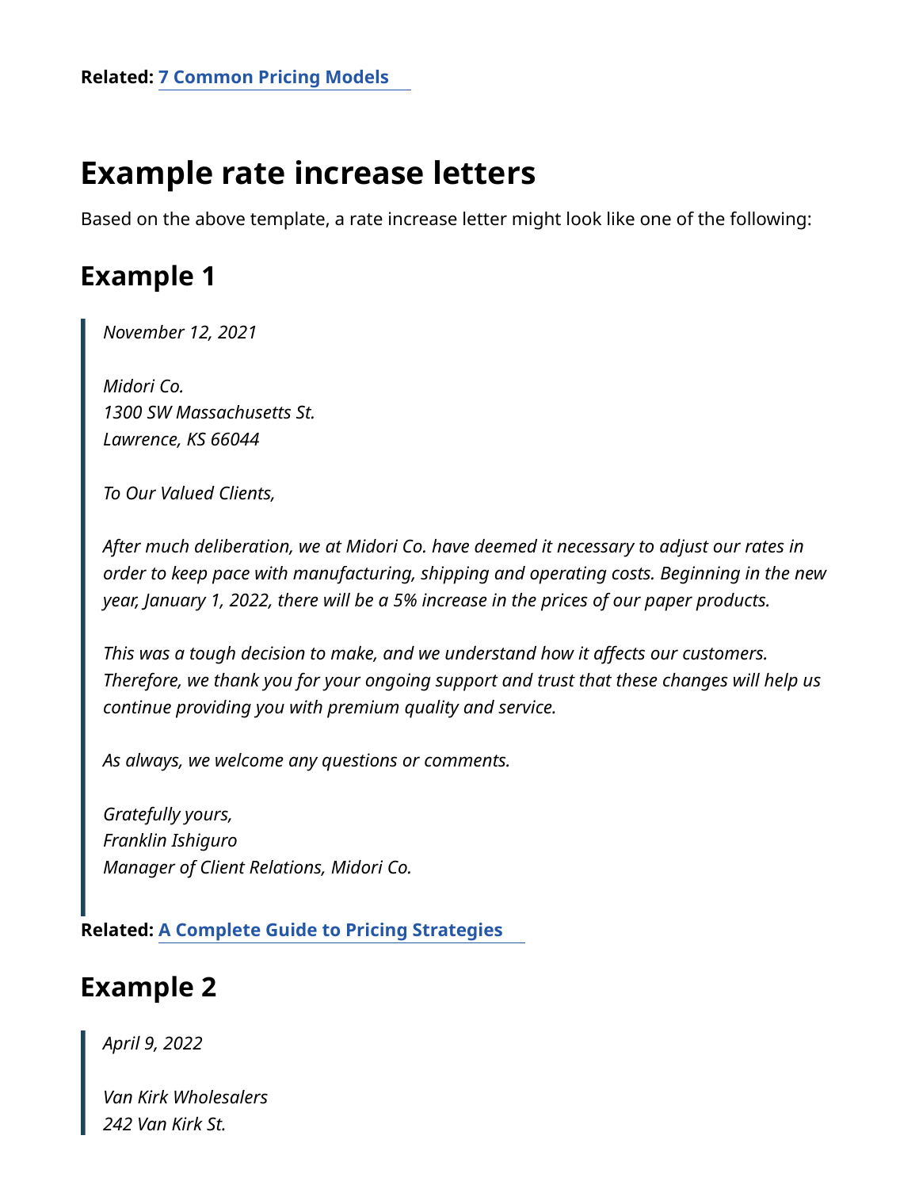**Related:** 7 Common Pricing Models

## Example rate increase letters

Based on the above template, a rate increase letter might look like one of the following:

### Example 1

> *November 12, 2021*
>
> *Midori Co.*
> *1300 SW Massachusetts St.*
> *Lawrence, KS 66044*
>
> *To Our Valued Clients,*
>
> *After much deliberation, we at Midori Co. have deemed it necessary to adjust our rates in order to keep pace with manufacturing, shipping and operating costs. Beginning in the new year, January 1, 2022, there will be a 5% increase in the prices of our paper products.*
>
> *This was a tough decision to make, and we understand how it affects our customers. Therefore, we thank you for your ongoing support and trust that these changes will help us continue providing you with premium quality and service.*
>
> *As always, we welcome any questions or comments.*
>
> *Gratefully yours,*
> *Franklin Ishiguro*
> *Manager of Client Relations, Midori Co.*

**Related:** A Complete Guide to Pricing Strategies

### Example 2

> *April 9, 2022*
>
> *Van Kirk Wholesalers*
> *242 Van Kirk St.*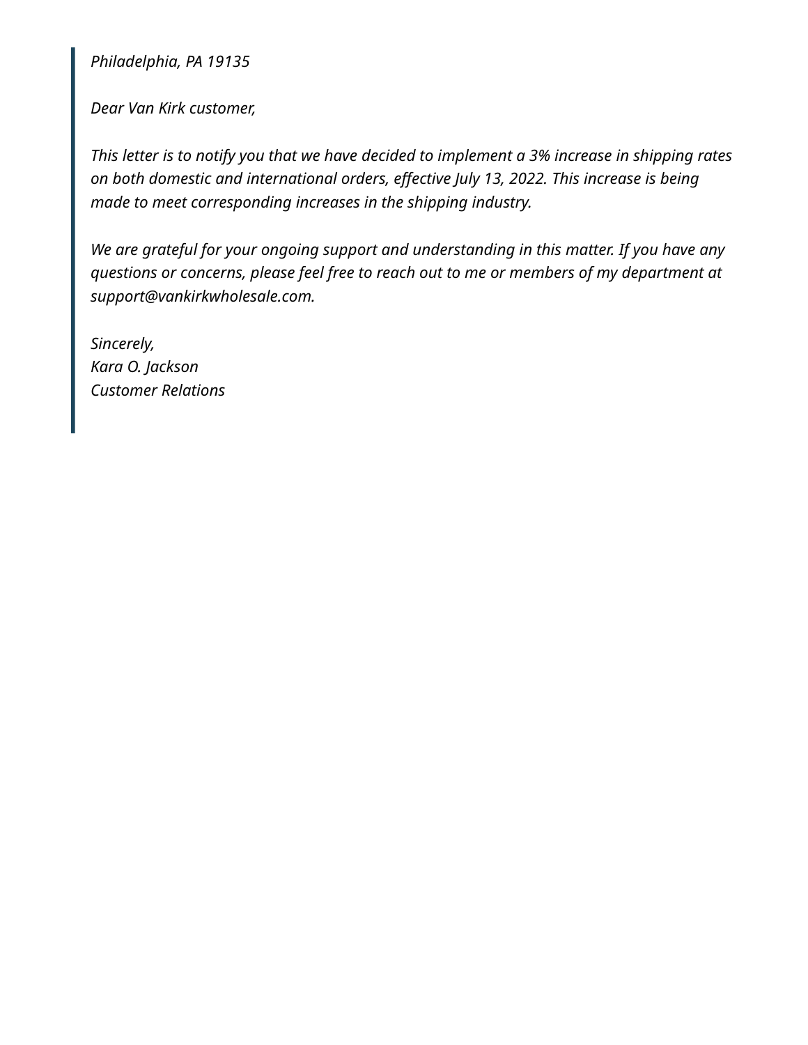> *Philadelphia, PA 19135*
>
> *Dear Van Kirk customer,*
>
> *This letter is to notify you that we have decided to implement a 3% increase in shipping rates on both domestic and international orders, effective July 13, 2022. This increase is being made to meet corresponding increases in the shipping industry.*
>
> *We are grateful for your ongoing support and understanding in this matter. If you have any questions or concerns, please feel free to reach out to me or members of my department at support@vankirkwholesale.com.*
>
> *Sincerely,*
> *Kara O. Jackson*
> *Customer Relations*